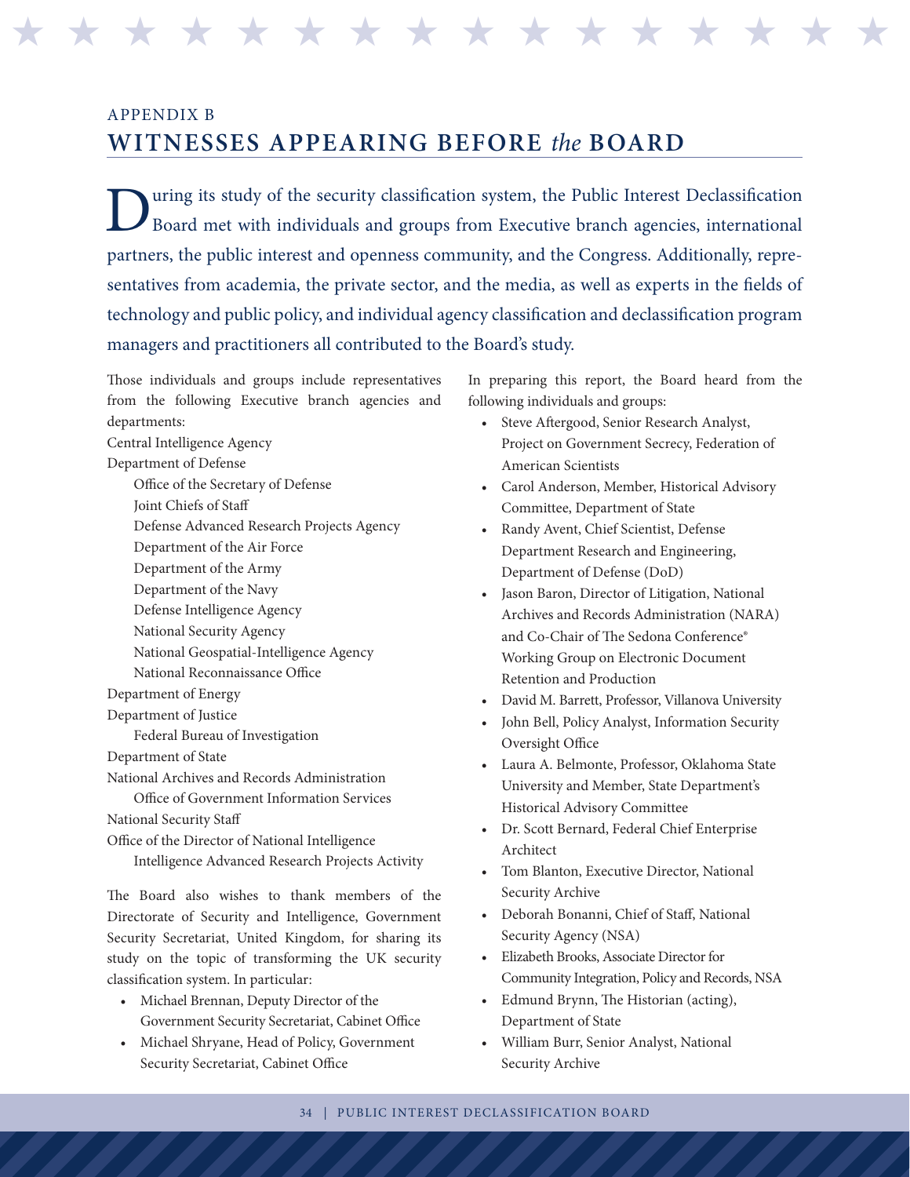APPENDIX B

# WITNESSES APPEARING BEFORE *the* BOARD

During its study of the security classification system, the Public Interest Declassification Board met with individuals and groups from Executive branch agencies, international partners, the public interest and openness community, and the Congress. Additionally, representatives from academia, the private sector, and the media, as well as experts in the fields of technology and public policy, and individual agency classification and declassification program managers and practitioners all contributed to the Board's study.

Those individuals and groups include representatives from the following Executive branch agencies and departments:

Central Intelligence Agency
Department of Defense
- Office of the Secretary of Defense
- Joint Chiefs of Staff
- Defense Advanced Research Projects Agency
- Department of the Air Force
- Department of the Army
- Department of the Navy
- Defense Intelligence Agency
- National Security Agency
- National Geospatial-Intelligence Agency
- National Reconnaissance Office

Department of Energy
Department of Justice
- Federal Bureau of Investigation

Department of State
National Archives and Records Administration
- Office of Government Information Services

National Security Staff
Office of the Director of National Intelligence
- Intelligence Advanced Research Projects Activity

The Board also wishes to thank members of the Directorate of Security and Intelligence, Government Security Secretariat, United Kingdom, for sharing its study on the topic of transforming the UK security classification system. In particular:

- Michael Brennan, Deputy Director of the Government Security Secretariat, Cabinet Office
- Michael Shryane, Head of Policy, Government Security Secretariat, Cabinet Office

In preparing this report, the Board heard from the following individuals and groups:

- Steve Aftergood, Senior Research Analyst, Project on Government Secrecy, Federation of American Scientists
- Carol Anderson, Member, Historical Advisory Committee, Department of State
- Randy Avent, Chief Scientist, Defense Department Research and Engineering, Department of Defense (DoD)
- Jason Baron, Director of Litigation, National Archives and Records Administration (NARA) and Co-Chair of The Sedona Conference® Working Group on Electronic Document Retention and Production
- David M. Barrett, Professor, Villanova University
- John Bell, Policy Analyst, Information Security Oversight Office
- Laura A. Belmonte, Professor, Oklahoma State University and Member, State Department's Historical Advisory Committee
- Dr. Scott Bernard, Federal Chief Enterprise Architect
- Tom Blanton, Executive Director, National Security Archive
- Deborah Bonanni, Chief of Staff, National Security Agency (NSA)
- Elizabeth Brooks, Associate Director for Community Integration, Policy and Records, NSA
- Edmund Brynn, The Historian (acting), Department of State
- William Burr, Senior Analyst, National Security Archive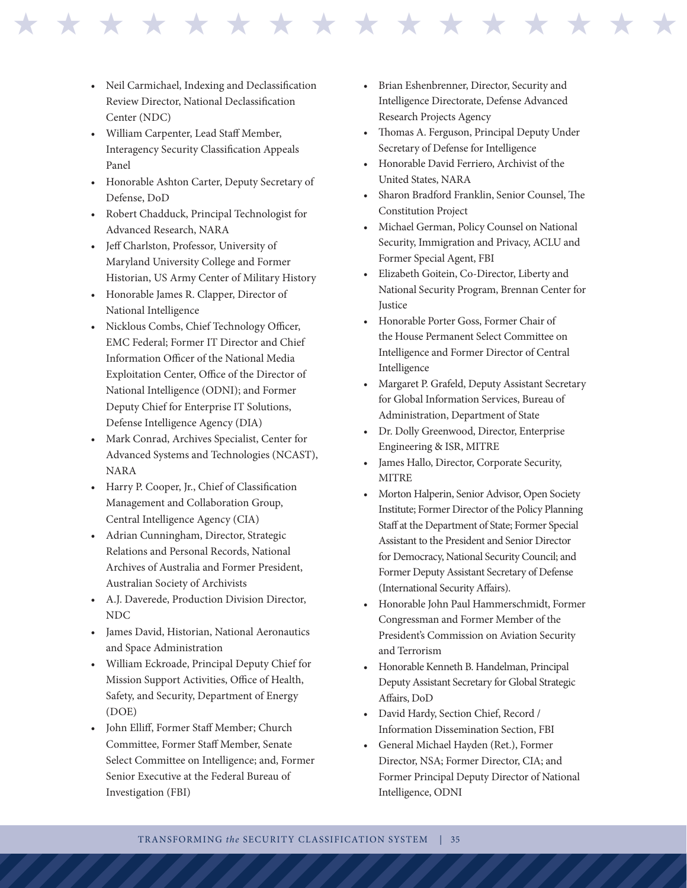- Neil Carmichael, Indexing and Declassification Review Director, National Declassification Center (NDC)
- William Carpenter, Lead Staff Member, Interagency Security Classification Appeals Panel
- Honorable Ashton Carter, Deputy Secretary of Defense, DoD
- Robert Chadduck, Principal Technologist for Advanced Research, NARA
- Jeff Charlston, Professor, University of Maryland University College and Former Historian, US Army Center of Military History
- Honorable James R. Clapper, Director of National Intelligence
- Nicklous Combs, Chief Technology Officer, EMC Federal; Former IT Director and Chief Information Officer of the National Media Exploitation Center, Office of the Director of National Intelligence (ODNI); and Former Deputy Chief for Enterprise IT Solutions, Defense Intelligence Agency (DIA)
- Mark Conrad, Archives Specialist, Center for Advanced Systems and Technologies (NCAST), NARA
- Harry P. Cooper, Jr., Chief of Classification Management and Collaboration Group, Central Intelligence Agency (CIA)
- Adrian Cunningham, Director, Strategic Relations and Personal Records, National Archives of Australia and Former President, Australian Society of Archivists
- A.J. Daverede, Production Division Director, NDC
- James David, Historian, National Aeronautics and Space Administration
- William Eckroade, Principal Deputy Chief for Mission Support Activities, Office of Health, Safety, and Security, Department of Energy (DOE)
- John Elliff, Former Staff Member; Church Committee, Former Staff Member, Senate Select Committee on Intelligence; and, Former Senior Executive at the Federal Bureau of Investigation (FBI)
- Brian Eshenbrenner, Director, Security and Intelligence Directorate, Defense Advanced Research Projects Agency
- Thomas A. Ferguson, Principal Deputy Under Secretary of Defense for Intelligence
- Honorable David Ferriero, Archivist of the United States, NARA
- Sharon Bradford Franklin, Senior Counsel, The Constitution Project
- Michael German, Policy Counsel on National Security, Immigration and Privacy, ACLU and Former Special Agent, FBI
- Elizabeth Goitein, Co-Director, Liberty and National Security Program, Brennan Center for Justice
- Honorable Porter Goss, Former Chair of the House Permanent Select Committee on Intelligence and Former Director of Central Intelligence
- Margaret P. Grafeld, Deputy Assistant Secretary for Global Information Services, Bureau of Administration, Department of State
- Dr. Dolly Greenwood, Director, Enterprise Engineering & ISR, MITRE
- James Hallo, Director, Corporate Security, MITRE
- Morton Halperin, Senior Advisor, Open Society Institute; Former Director of the Policy Planning Staff at the Department of State; Former Special Assistant to the President and Senior Director for Democracy, National Security Council; and Former Deputy Assistant Secretary of Defense (International Security Affairs).
- Honorable John Paul Hammerschmidt, Former Congressman and Former Member of the President's Commission on Aviation Security and Terrorism
- Honorable Kenneth B. Handelman, Principal Deputy Assistant Secretary for Global Strategic Affairs, DoD
- David Hardy, Section Chief, Record / Information Dissemination Section, FBI
- General Michael Hayden (Ret.), Former Director, NSA; Former Director, CIA; and Former Principal Deputy Director of National Intelligence, ODNI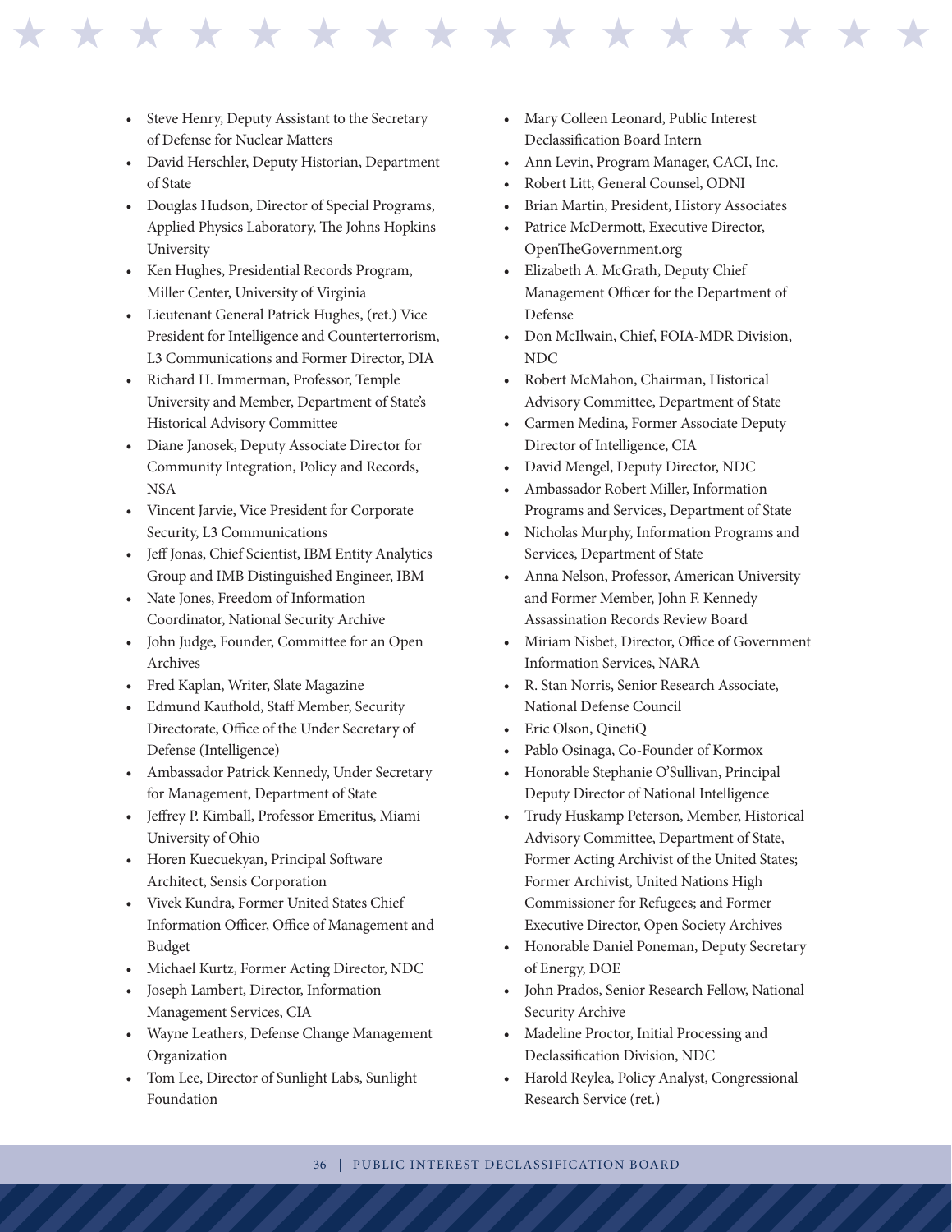- Steve Henry, Deputy Assistant to the Secretary of Defense for Nuclear Matters
- David Herschler, Deputy Historian, Department of State
- Douglas Hudson, Director of Special Programs, Applied Physics Laboratory, The Johns Hopkins University
- Ken Hughes, Presidential Records Program, Miller Center, University of Virginia
- Lieutenant General Patrick Hughes, (ret.) Vice President for Intelligence and Counterterrorism, L3 Communications and Former Director, DIA
- Richard H. Immerman, Professor, Temple University and Member, Department of State's Historical Advisory Committee
- Diane Janosek, Deputy Associate Director for Community Integration, Policy and Records, NSA
- Vincent Jarvie, Vice President for Corporate Security, L3 Communications
- Jeff Jonas, Chief Scientist, IBM Entity Analytics Group and IMB Distinguished Engineer, IBM
- Nate Jones, Freedom of Information Coordinator, National Security Archive
- John Judge, Founder, Committee for an Open Archives
- Fred Kaplan, Writer, Slate Magazine
- Edmund Kaufhold, Staff Member, Security Directorate, Office of the Under Secretary of Defense (Intelligence)
- Ambassador Patrick Kennedy, Under Secretary for Management, Department of State
- Jeffrey P. Kimball, Professor Emeritus, Miami University of Ohio
- Horen Kuecuekyan, Principal Software Architect, Sensis Corporation
- Vivek Kundra, Former United States Chief Information Officer, Office of Management and Budget
- Michael Kurtz, Former Acting Director, NDC
- Joseph Lambert, Director, Information Management Services, CIA
- Wayne Leathers, Defense Change Management Organization
- Tom Lee, Director of Sunlight Labs, Sunlight Foundation
- Mary Colleen Leonard, Public Interest Declassification Board Intern
- Ann Levin, Program Manager, CACI, Inc.
- Robert Litt, General Counsel, ODNI
- Brian Martin, President, History Associates
- Patrice McDermott, Executive Director, OpenTheGovernment.org
- Elizabeth A. McGrath, Deputy Chief Management Officer for the Department of Defense
- Don McIlwain, Chief, FOIA-MDR Division, NDC
- Robert McMahon, Chairman, Historical Advisory Committee, Department of State
- Carmen Medina, Former Associate Deputy Director of Intelligence, CIA
- David Mengel, Deputy Director, NDC
- Ambassador Robert Miller, Information Programs and Services, Department of State
- Nicholas Murphy, Information Programs and Services, Department of State
- Anna Nelson, Professor, American University and Former Member, John F. Kennedy Assassination Records Review Board
- Miriam Nisbet, Director, Office of Government Information Services, NARA
- R. Stan Norris, Senior Research Associate, National Defense Council
- Eric Olson, QinetiQ
- Pablo Osinaga, Co-Founder of Kormox
- Honorable Stephanie O'Sullivan, Principal Deputy Director of National Intelligence
- Trudy Huskamp Peterson, Member, Historical Advisory Committee, Department of State, Former Acting Archivist of the United States; Former Archivist, United Nations High Commissioner for Refugees; and Former Executive Director, Open Society Archives
- Honorable Daniel Poneman, Deputy Secretary of Energy, DOE
- John Prados, Senior Research Fellow, National Security Archive
- Madeline Proctor, Initial Processing and Declassification Division, NDC
- Harold Reylea, Policy Analyst, Congressional Research Service (ret.)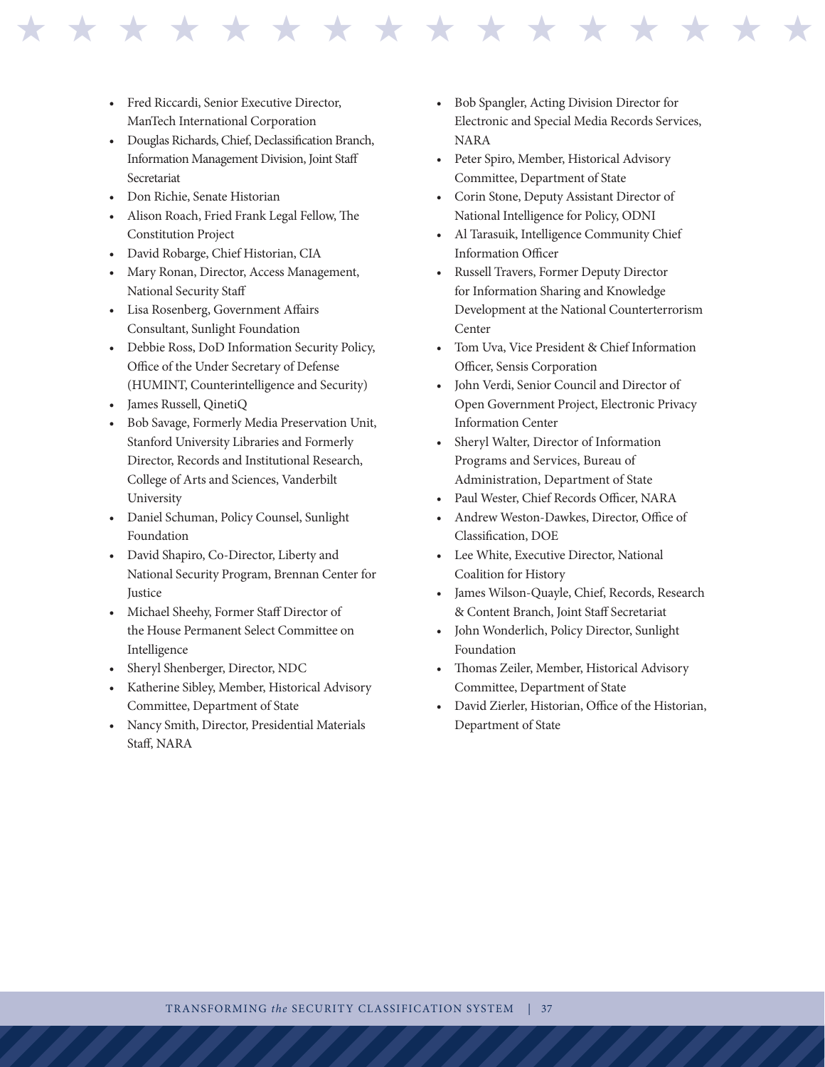- Fred Riccardi, Senior Executive Director, ManTech International Corporation
- Douglas Richards, Chief, Declassification Branch, Information Management Division, Joint Staff Secretariat
- Don Richie, Senate Historian
- Alison Roach, Fried Frank Legal Fellow, The Constitution Project
- David Robarge, Chief Historian, CIA
- Mary Ronan, Director, Access Management, National Security Staff
- Lisa Rosenberg, Government Affairs Consultant, Sunlight Foundation
- Debbie Ross, DoD Information Security Policy, Office of the Under Secretary of Defense (HUMINT, Counterintelligence and Security)
- James Russell, QinetiQ
- Bob Savage, Formerly Media Preservation Unit, Stanford University Libraries and Formerly Director, Records and Institutional Research, College of Arts and Sciences, Vanderbilt University
- Daniel Schuman, Policy Counsel, Sunlight Foundation
- David Shapiro, Co-Director, Liberty and National Security Program, Brennan Center for Justice
- Michael Sheehy, Former Staff Director of the House Permanent Select Committee on Intelligence
- Sheryl Shenberger, Director, NDC
- Katherine Sibley, Member, Historical Advisory Committee, Department of State
- Nancy Smith, Director, Presidential Materials Staff, NARA
- Bob Spangler, Acting Division Director for Electronic and Special Media Records Services, NARA
- Peter Spiro, Member, Historical Advisory Committee, Department of State
- Corin Stone, Deputy Assistant Director of National Intelligence for Policy, ODNI
- Al Tarasuik, Intelligence Community Chief Information Officer
- Russell Travers, Former Deputy Director for Information Sharing and Knowledge Development at the National Counterterrorism Center
- Tom Uva, Vice President & Chief Information Officer, Sensis Corporation
- John Verdi, Senior Council and Director of Open Government Project, Electronic Privacy Information Center
- Sheryl Walter, Director of Information Programs and Services, Bureau of Administration, Department of State
- Paul Wester, Chief Records Officer, NARA
- Andrew Weston-Dawkes, Director, Office of Classification, DOE
- Lee White, Executive Director, National Coalition for History
- James Wilson-Quayle, Chief, Records, Research & Content Branch, Joint Staff Secretariat
- John Wonderlich, Policy Director, Sunlight Foundation
- Thomas Zeiler, Member, Historical Advisory Committee, Department of State
- David Zierler, Historian, Office of the Historian, Department of State